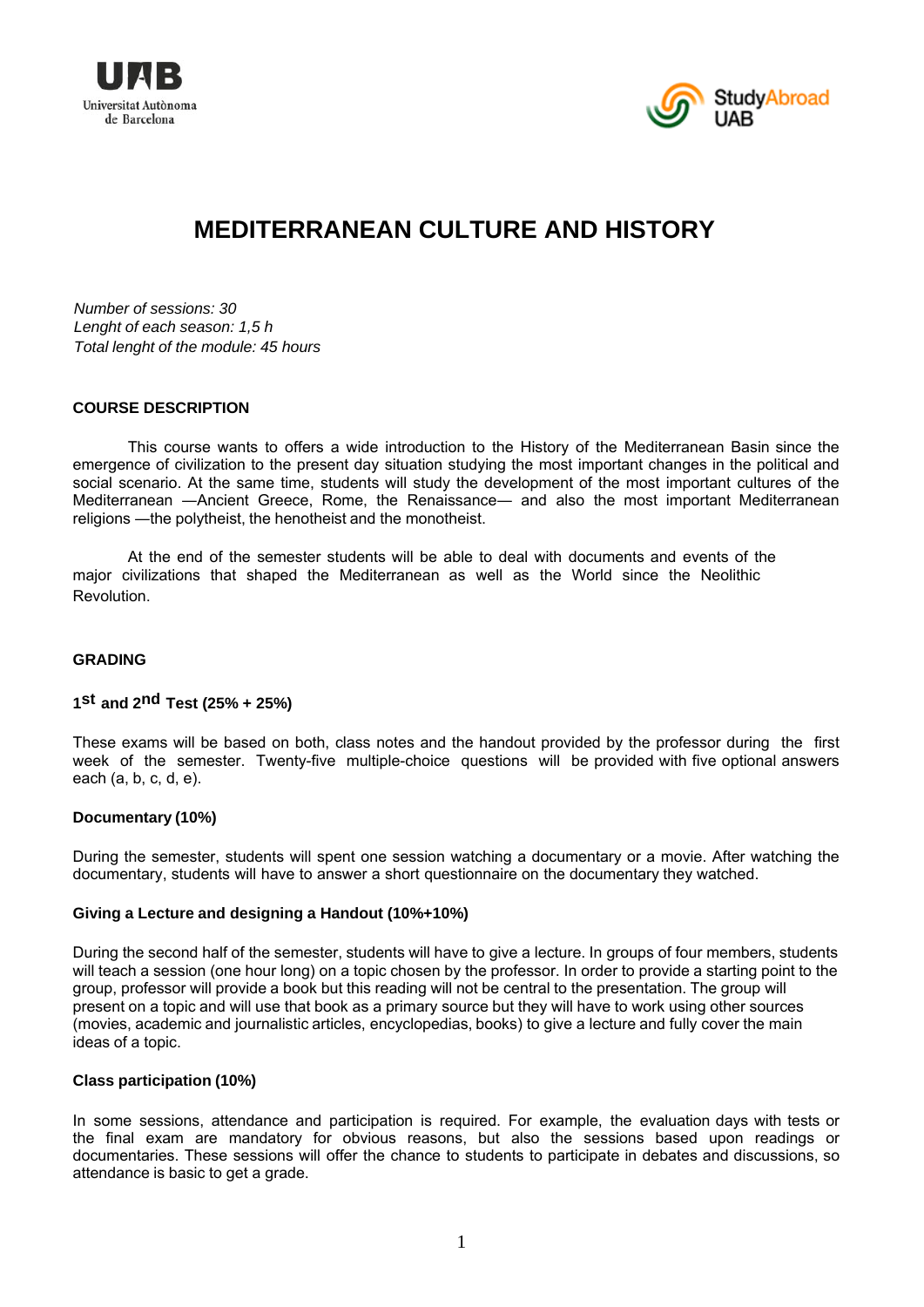# MEDITERRANEAN CULTURE AND HISTORY

*Number of sessions: 30*
*Lenght of each season: 1,5 h*
*Total lenght of the module: 45 hours*

## COURSE DESCRIPTION

This course wants to offers a wide introduction to the History of the Mediterranean Basin since the emergence of civilization to the present day situation studying the most important changes in the political and social scenario. At the same time, students will study the development of the most important cultures of the Mediterranean —Ancient Greece, Rome, the Renaissance— and also the most important Mediterranean religions —the polytheist, the henotheist and the monotheist.

At the end of the semester students will be able to deal with documents and events of the major civilizations that shaped the Mediterranean as well as the World since the Neolithic Revolution.

## GRADING

### 1st and 2nd Test (25% + 25%)

These exams will be based on both, class notes and the handout provided by the professor during the first week of the semester. Twenty-five multiple-choice questions will be provided with five optional answers each (a, b, c, d, e).

### Documentary (10%)

During the semester, students will spent one session watching a documentary or a movie. After watching the documentary, students will have to answer a short questionnaire on the documentary they watched.

### Giving a Lecture and designing a Handout (10%+10%)

During the second half of the semester, students will have to give a lecture. In groups of four members, students will teach a session (one hour long) on a topic chosen by the professor. In order to provide a starting point to the group, professor will provide a book but this reading will not be central to the presentation. The group will present on a topic and will use that book as a primary source but they will have to work using other sources (movies, academic and journalistic articles, encyclopedias, books) to give a lecture and fully cover the main ideas of a topic.

### Class participation (10%)

In some sessions, attendance and participation is required. For example, the evaluation days with tests or the final exam are mandatory for obvious reasons, but also the sessions based upon readings or documentaries. These sessions will offer the chance to students to participate in debates and discussions, so attendance is basic to get a grade.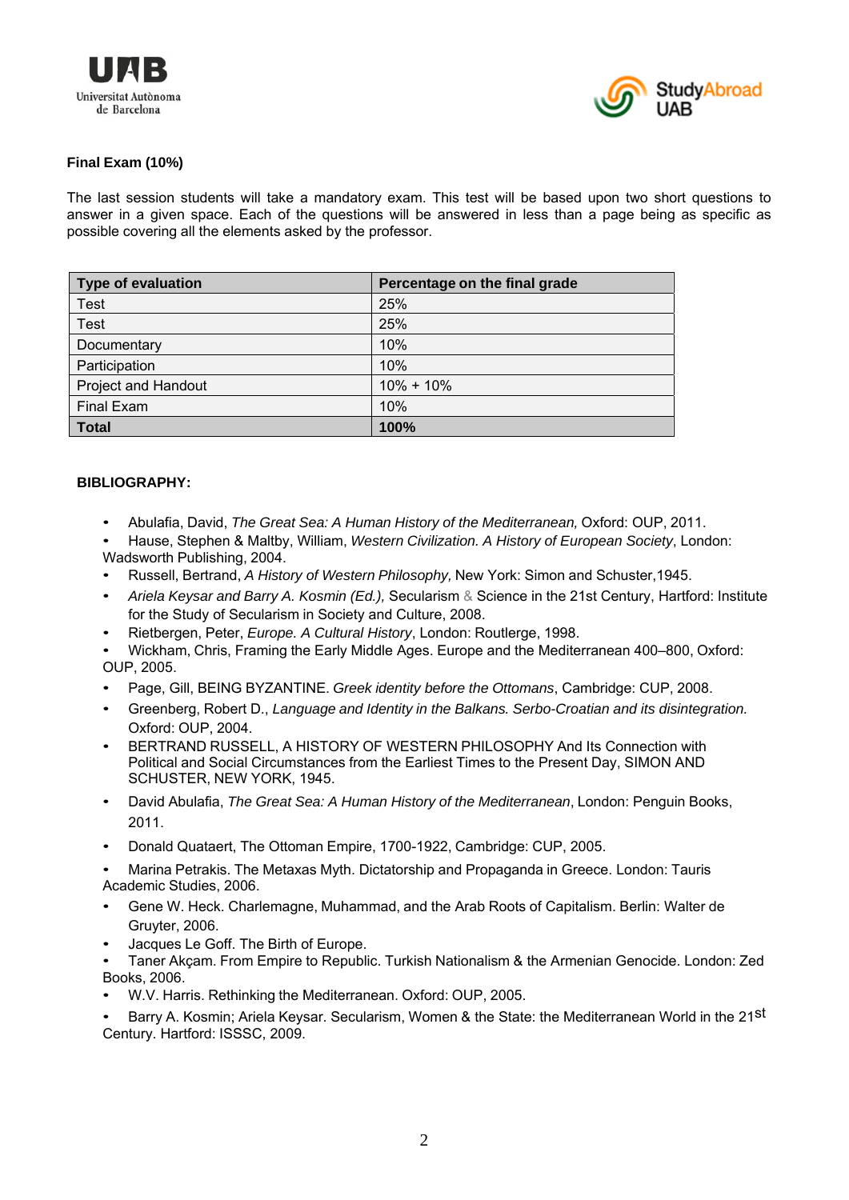**Final Exam (10%)**

The last session students will take a mandatory exam. This test will be based upon two short questions to answer in a given space. Each of the questions will be answered in less than a page being as specific as possible covering all the elements asked by the professor.

| Type of evaluation | Percentage on the final grade |
|---|---|
| Test | 25% |
| Test | 25% |
| Documentary | 10% |
| Participation | 10% |
| Project and Handout | 10% + 10% |
| Final Exam | 10% |
| **Total** | **100%** |

**BIBLIOGRAPHY:**

- Abulafia, David, *The Great Sea: A Human History of the Mediterranean,* Oxford: OUP, 2011.
- Hause, Stephen & Maltby, William, *Western Civilization. A History of European Society*, London: Wadsworth Publishing, 2004.
- Russell, Bertrand, *A History of Western Philosophy,* New York: Simon and Schuster,1945.
- *Ariela Keysar and Barry A. Kosmin (Ed.),* Secularism & Science in the 21st Century, Hartford: Institute for the Study of Secularism in Society and Culture, 2008.
- Rietbergen, Peter, *Europe. A Cultural History*, London: Routlerge, 1998.
- Wickham, Chris, Framing the Early Middle Ages. Europe and the Mediterranean 400–800, Oxford: OUP, 2005.
- Page, Gill, BEING BYZANTINE. *Greek identity before the Ottomans*, Cambridge: CUP, 2008.
- Greenberg, Robert D., *Language and Identity in the Balkans. Serbo-Croatian and its disintegration.* Oxford: OUP, 2004.
- BERTRAND RUSSELL, A HISTORY OF WESTERN PHILOSOPHY And Its Connection with Political and Social Circumstances from the Earliest Times to the Present Day, SIMON AND SCHUSTER, NEW YORK, 1945.
- David Abulafia, *The Great Sea: A Human History of the Mediterranean*, London: Penguin Books, 2011.
- Donald Quataert, The Ottoman Empire, 1700-1922, Cambridge: CUP, 2005.
- Marina Petrakis. The Metaxas Myth. Dictatorship and Propaganda in Greece. London: Tauris Academic Studies, 2006.
- Gene W. Heck. Charlemagne, Muhammad, and the Arab Roots of Capitalism. Berlin: Walter de Gruyter, 2006.
- Jacques Le Goff. The Birth of Europe.
- Taner Akçam. From Empire to Republic. Turkish Nationalism & the Armenian Genocide. London: Zed Books, 2006.
- W.V. Harris. Rethinking the Mediterranean. Oxford: OUP, 2005.
- Barry A. Kosmin; Ariela Keysar. Secularism, Women & the State: the Mediterranean World in the 21st Century. Hartford: ISSSC, 2009.